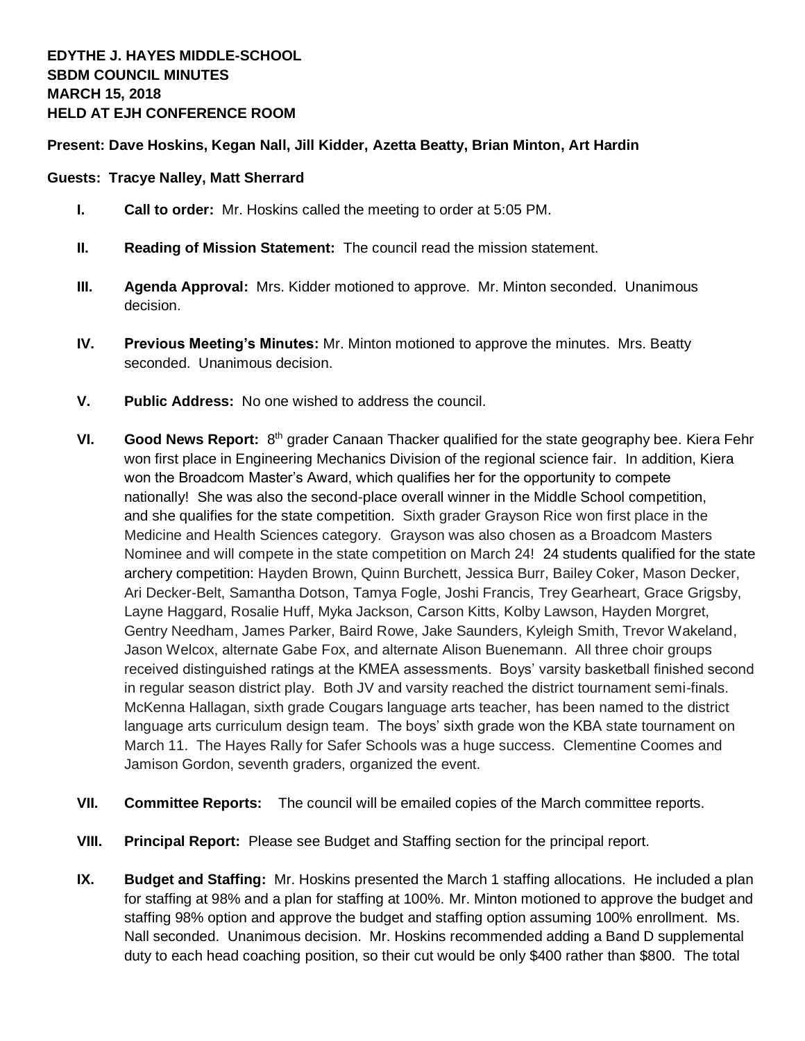**EDYTHE J. HAYES MIDDLE-SCHOOL**
**SBDM COUNCIL MINUTES**
**MARCH 15, 2018**
**HELD AT EJH CONFERENCE ROOM**

**Present: Dave Hoskins, Kegan Nall, Jill Kidder, Azetta Beatty, Brian Minton, Art Hardin**

**Guests: Tracye Nalley, Matt Sherrard**

I. **Call to order:** Mr. Hoskins called the meeting to order at 5:05 PM.

II. **Reading of Mission Statement:** The council read the mission statement.

III. **Agenda Approval:** Mrs. Kidder motioned to approve. Mr. Minton seconded. Unanimous decision.

IV. **Previous Meeting's Minutes:** Mr. Minton motioned to approve the minutes. Mrs. Beatty seconded. Unanimous decision.

V. **Public Address:** No one wished to address the council.

VI. **Good News Report:** 8th grader Canaan Thacker qualified for the state geography bee. Kiera Fehr won first place in Engineering Mechanics Division of the regional science fair. In addition, Kiera won the Broadcom Master's Award, which qualifies her for the opportunity to compete nationally! She was also the second-place overall winner in the Middle School competition, and she qualifies for the state competition. Sixth grader Grayson Rice won first place in the Medicine and Health Sciences category. Grayson was also chosen as a Broadcom Masters Nominee and will compete in the state competition on March 24! 24 students qualified for the state archery competition: Hayden Brown, Quinn Burchett, Jessica Burr, Bailey Coker, Mason Decker, Ari Decker-Belt, Samantha Dotson, Tamya Fogle, Joshi Francis, Trey Gearheart, Grace Grigsby, Layne Haggard, Rosalie Huff, Myka Jackson, Carson Kitts, Kolby Lawson, Hayden Morgret, Gentry Needham, James Parker, Baird Rowe, Jake Saunders, Kyleigh Smith, Trevor Wakeland, Jason Welcox, alternate Gabe Fox, and alternate Alison Buenemann. All three choir groups received distinguished ratings at the KMEA assessments. Boys' varsity basketball finished second in regular season district play. Both JV and varsity reached the district tournament semi-finals. McKenna Hallagan, sixth grade Cougars language arts teacher, has been named to the district language arts curriculum design team. The boys' sixth grade won the KBA state tournament on March 11. The Hayes Rally for Safer Schools was a huge success. Clementine Coomes and Jamison Gordon, seventh graders, organized the event.

VII. **Committee Reports:** The council will be emailed copies of the March committee reports.

VIII. **Principal Report:** Please see Budget and Staffing section for the principal report.

IX. **Budget and Staffing:** Mr. Hoskins presented the March 1 staffing allocations. He included a plan for staffing at 98% and a plan for staffing at 100%. Mr. Minton motioned to approve the budget and staffing 98% option and approve the budget and staffing option assuming 100% enrollment. Ms. Nall seconded. Unanimous decision. Mr. Hoskins recommended adding a Band D supplemental duty to each head coaching position, so their cut would be only $400 rather than $800. The total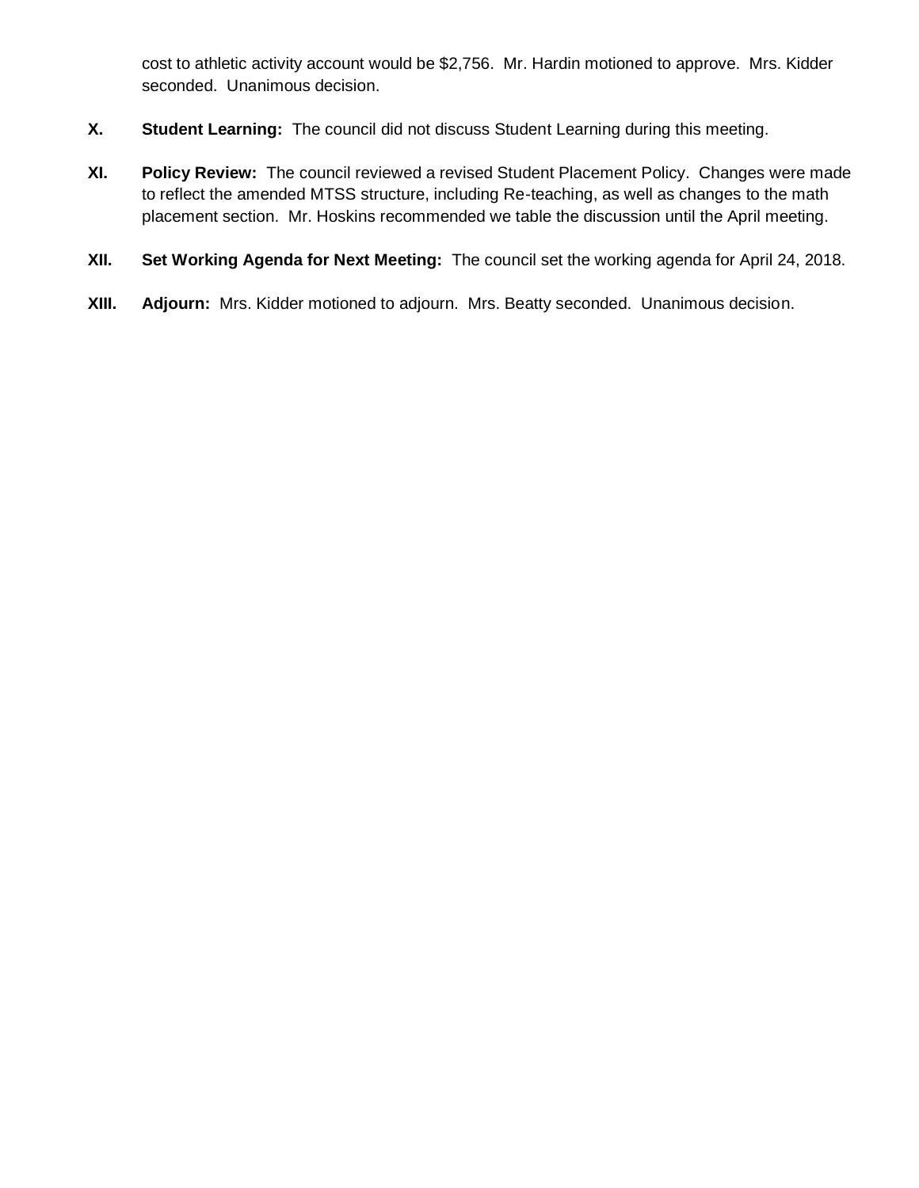cost to athletic activity account would be $2,756. Mr. Hardin motioned to approve. Mrs. Kidder seconded. Unanimous decision.

**X.** **Student Learning:** The council did not discuss Student Learning during this meeting.

**XI.** **Policy Review:** The council reviewed a revised Student Placement Policy. Changes were made to reflect the amended MTSS structure, including Re-teaching, as well as changes to the math placement section. Mr. Hoskins recommended we table the discussion until the April meeting.

**XII.** **Set Working Agenda for Next Meeting:** The council set the working agenda for April 24, 2018.

**XIII.** **Adjourn:** Mrs. Kidder motioned to adjourn. Mrs. Beatty seconded. Unanimous decision.